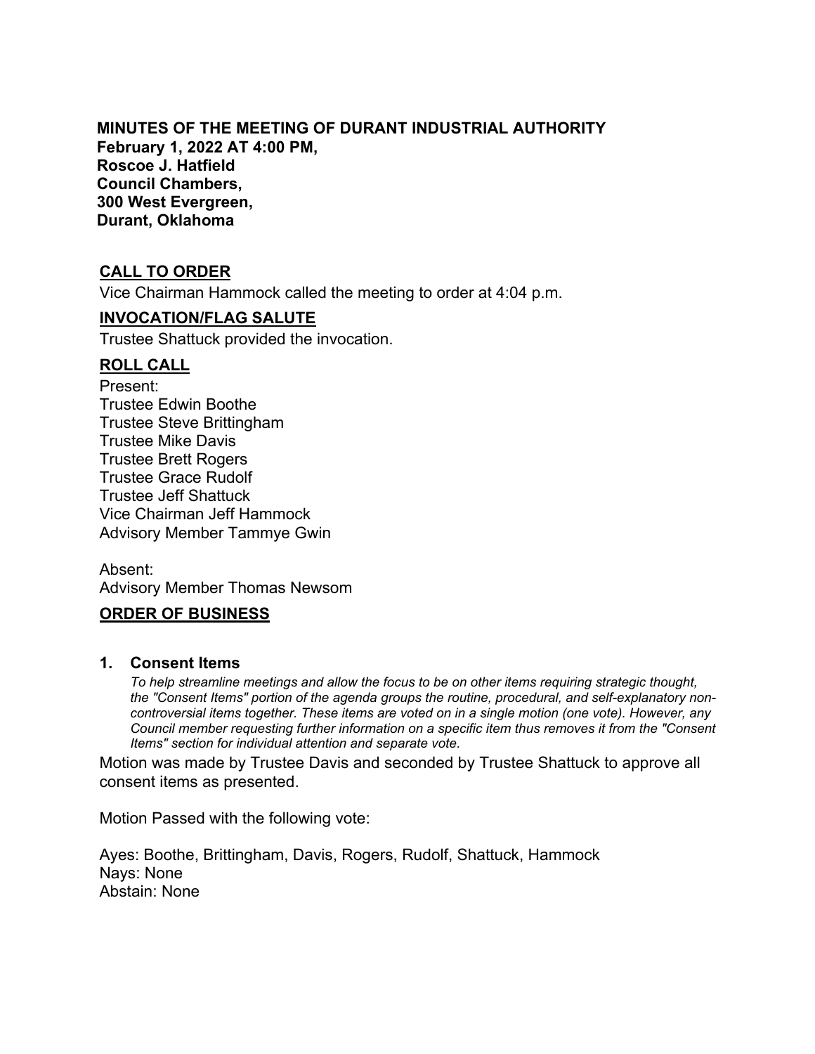**MINUTES OF THE MEETING OF DURANT INDUSTRIAL AUTHORITY**
**February 1, 2022 AT 4:00 PM,**
**Roscoe J. Hatfield**
**Council Chambers,**
**300 West Evergreen,**
**Durant, Oklahoma**

## CALL TO ORDER

Vice Chairman Hammock called the meeting to order at 4:04 p.m.

## INVOCATION/FLAG SALUTE

Trustee Shattuck provided the invocation.

## ROLL CALL

Present:
Trustee Edwin Boothe
Trustee Steve Brittingham
Trustee Mike Davis
Trustee Brett Rogers
Trustee Grace Rudolf
Trustee Jeff Shattuck
Vice Chairman Jeff Hammock
Advisory Member Tammye Gwin

Absent:
Advisory Member Thomas Newsom

## ORDER OF BUSINESS

### 1. Consent Items

*To help streamline meetings and allow the focus to be on other items requiring strategic thought, the "Consent Items" portion of the agenda groups the routine, procedural, and self-explanatory non-controversial items together. These items are voted on in a single motion (one vote). However, any Council member requesting further information on a specific item thus removes it from the "Consent Items" section for individual attention and separate vote.*

Motion was made by Trustee Davis and seconded by Trustee Shattuck to approve all consent items as presented.

Motion Passed with the following vote:

Ayes: Boothe, Brittingham, Davis, Rogers, Rudolf, Shattuck, Hammock
Nays: None
Abstain: None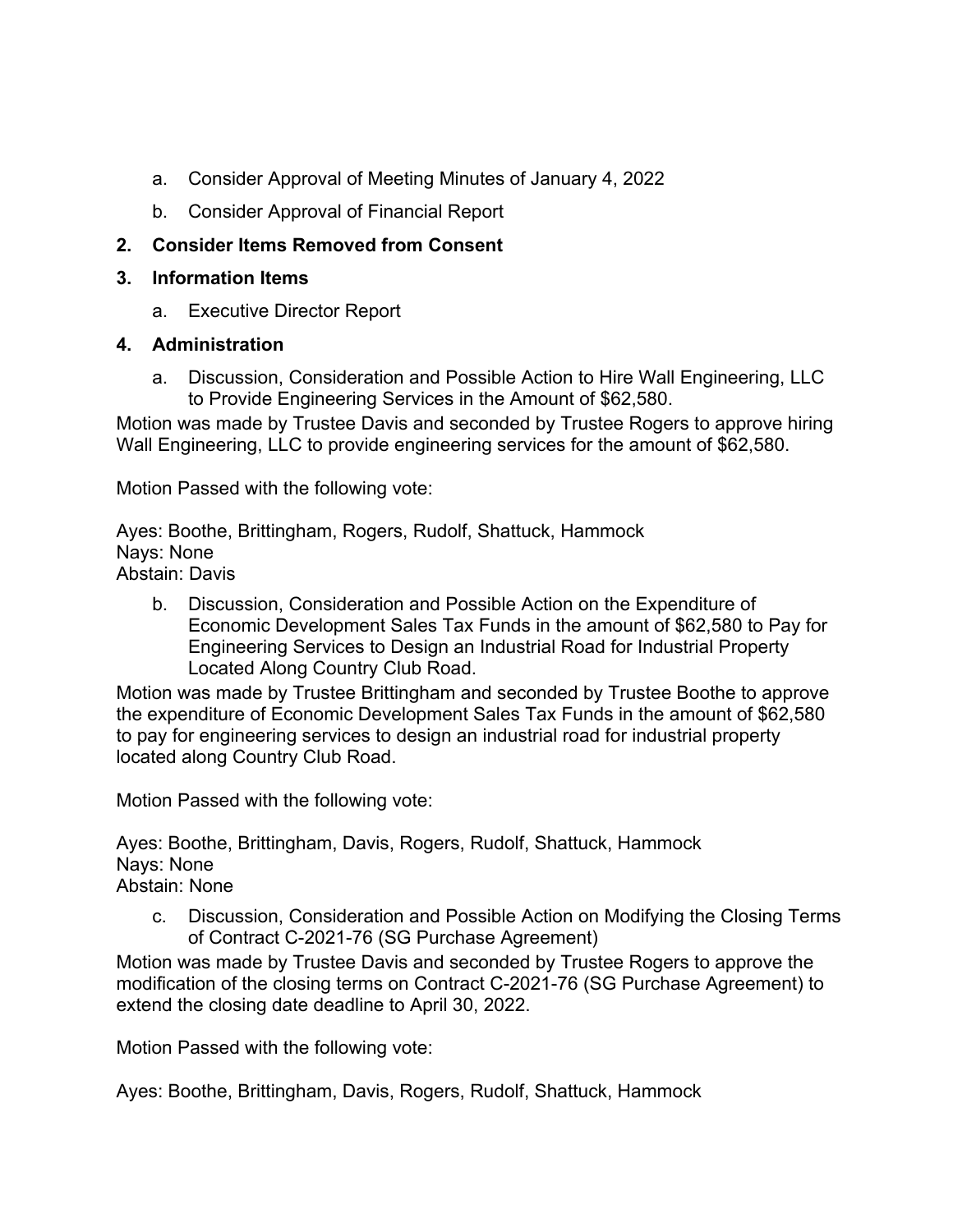a. Consider Approval of Meeting Minutes of January 4, 2022

   b. Consider Approval of Financial Report

**2. Consider Items Removed from Consent**

**3. Information Items**

   a. Executive Director Report

**4. Administration**

   a. Discussion, Consideration and Possible Action to Hire Wall Engineering, LLC to Provide Engineering Services in the Amount of $62,580.

Motion was made by Trustee Davis and seconded by Trustee Rogers to approve hiring Wall Engineering, LLC to provide engineering services for the amount of $62,580.

Motion Passed with the following vote:

Ayes: Boothe, Brittingham, Rogers, Rudolf, Shattuck, Hammock  
Nays: None  
Abstain: Davis

   b. Discussion, Consideration and Possible Action on the Expenditure of Economic Development Sales Tax Funds in the amount of $62,580 to Pay for Engineering Services to Design an Industrial Road for Industrial Property Located Along Country Club Road.

Motion was made by Trustee Brittingham and seconded by Trustee Boothe to approve the expenditure of Economic Development Sales Tax Funds in the amount of $62,580 to pay for engineering services to design an industrial road for industrial property located along Country Club Road.

Motion Passed with the following vote:

Ayes: Boothe, Brittingham, Davis, Rogers, Rudolf, Shattuck, Hammock  
Nays: None  
Abstain: None

   c. Discussion, Consideration and Possible Action on Modifying the Closing Terms of Contract C-2021-76 (SG Purchase Agreement)

Motion was made by Trustee Davis and seconded by Trustee Rogers to approve the modification of the closing terms on Contract C-2021-76 (SG Purchase Agreement) to extend the closing date deadline to April 30, 2022.

Motion Passed with the following vote:

Ayes: Boothe, Brittingham, Davis, Rogers, Rudolf, Shattuck, Hammock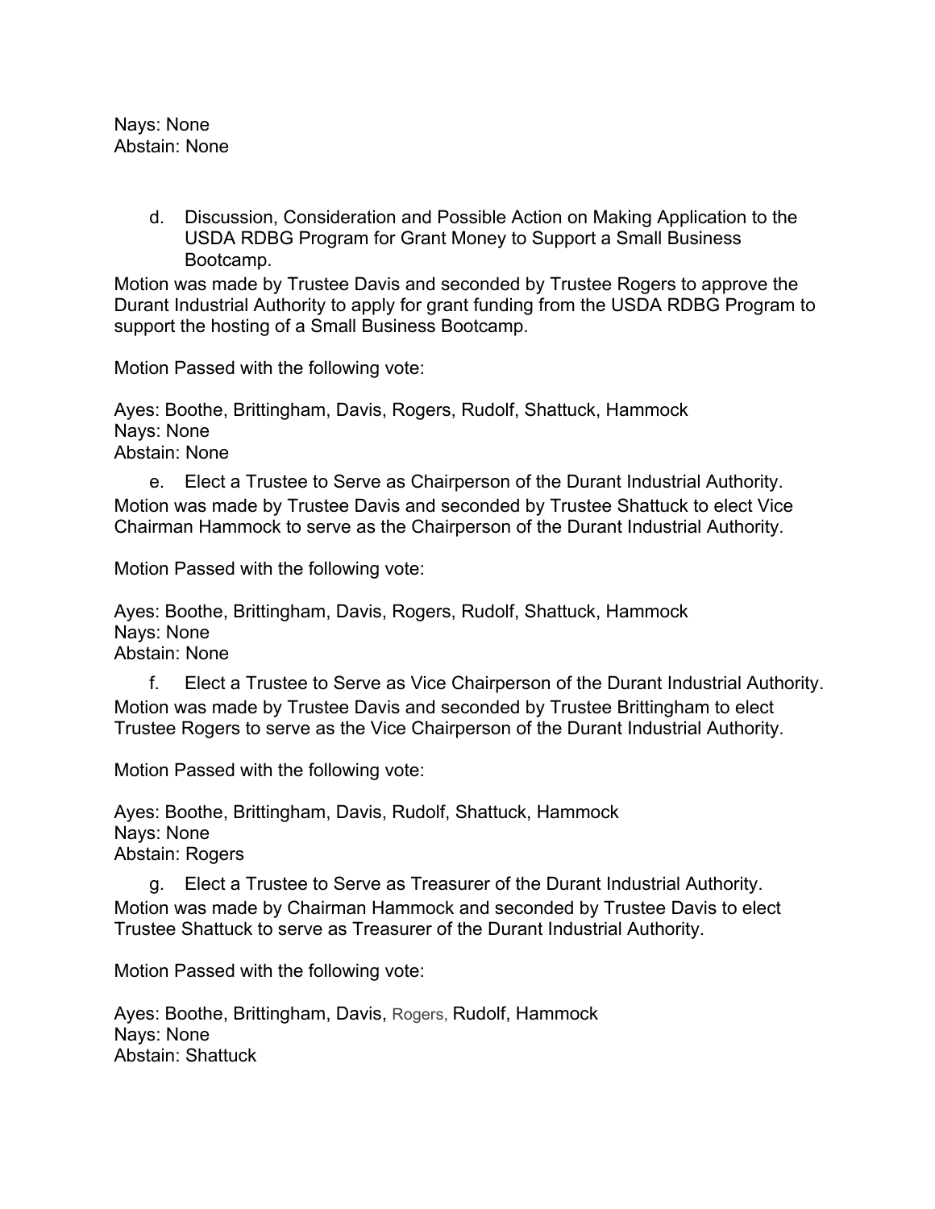Nays: None
Abstain: None

d. Discussion, Consideration and Possible Action on Making Application to the USDA RDBG Program for Grant Money to Support a Small Business Bootcamp.

Motion was made by Trustee Davis and seconded by Trustee Rogers to approve the Durant Industrial Authority to apply for grant funding from the USDA RDBG Program to support the hosting of a Small Business Bootcamp.

Motion Passed with the following vote:

Ayes: Boothe, Brittingham, Davis, Rogers, Rudolf, Shattuck, Hammock
Nays: None
Abstain: None

e. Elect a Trustee to Serve as Chairperson of the Durant Industrial Authority.

Motion was made by Trustee Davis and seconded by Trustee Shattuck to elect Vice Chairman Hammock to serve as the Chairperson of the Durant Industrial Authority.

Motion Passed with the following vote:

Ayes: Boothe, Brittingham, Davis, Rogers, Rudolf, Shattuck, Hammock
Nays: None
Abstain: None

f. Elect a Trustee to Serve as Vice Chairperson of the Durant Industrial Authority.

Motion was made by Trustee Davis and seconded by Trustee Brittingham to elect Trustee Rogers to serve as the Vice Chairperson of the Durant Industrial Authority.

Motion Passed with the following vote:

Ayes: Boothe, Brittingham, Davis, Rudolf, Shattuck, Hammock
Nays: None
Abstain: Rogers

g. Elect a Trustee to Serve as Treasurer of the Durant Industrial Authority.

Motion was made by Chairman Hammock and seconded by Trustee Davis to elect Trustee Shattuck to serve as Treasurer of the Durant Industrial Authority.

Motion Passed with the following vote:

Ayes: Boothe, Brittingham, Davis, Rogers, Rudolf, Hammock
Nays: None
Abstain: Shattuck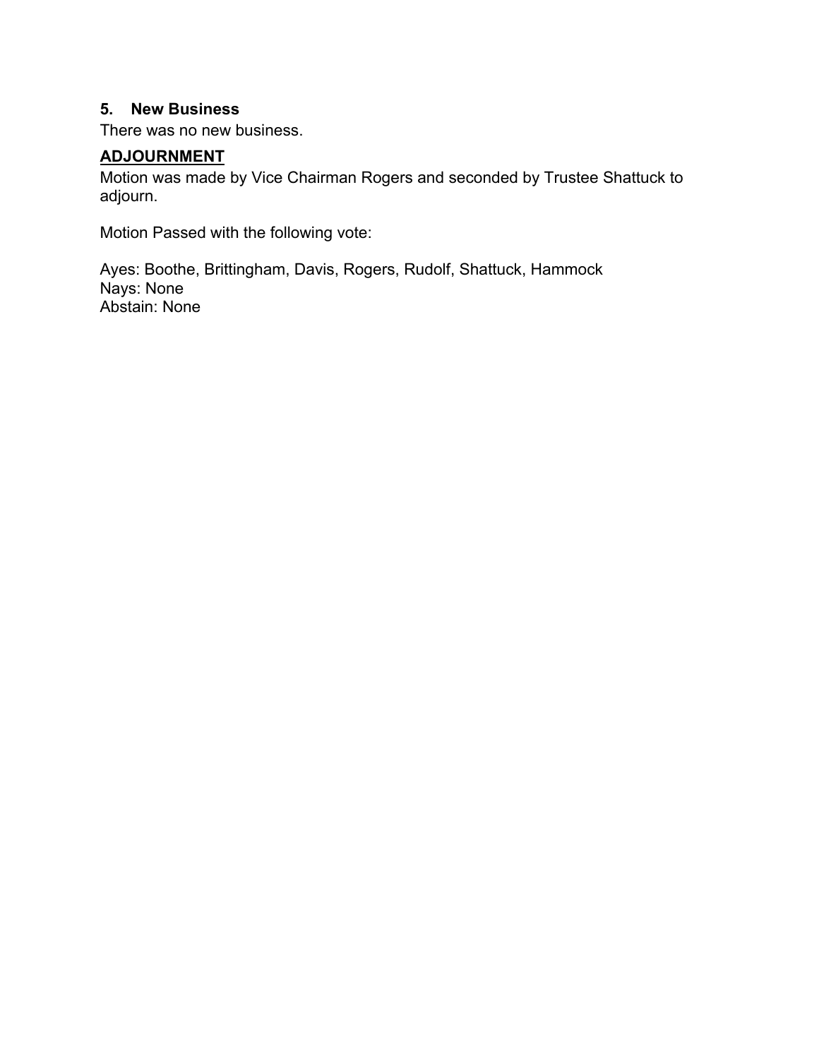### 5. New Business

There was no new business.

**ADJOURNMENT**

Motion was made by Vice Chairman Rogers and seconded by Trustee Shattuck to adjourn.

Motion Passed with the following vote:

Ayes: Boothe, Brittingham, Davis, Rogers, Rudolf, Shattuck, Hammock
Nays: None
Abstain: None